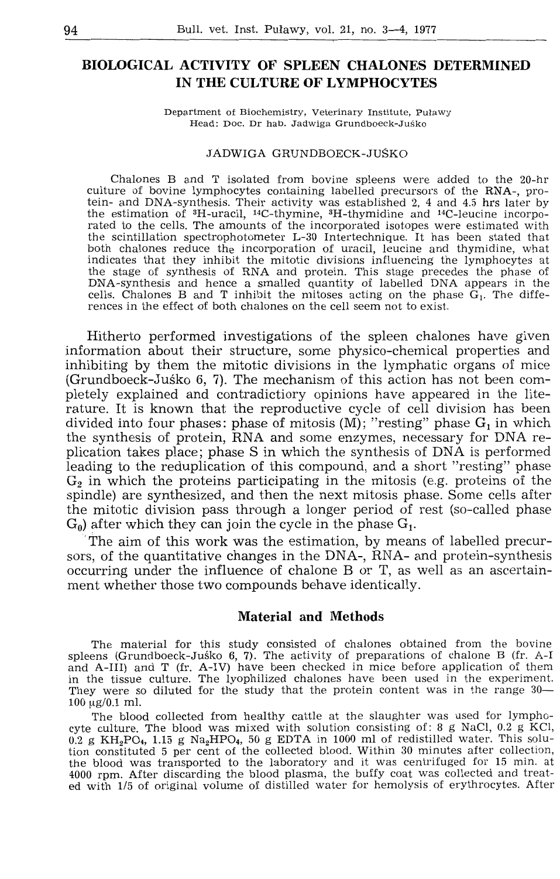# BIOLOGICAL ACTIVITY OF SPLEEN CHALONES DETERMINED IN THE CULTURE OF LYMPHOCYTES

Department of Biochemistry, Veterinary Institute, Puławy
Head: Doc. Dr hab. Jadwiga Grundboeck-Juśko

JADWIGA GRUNDBOECK-JUŚKO

Chalones B and T isolated from bovine spleens were added to the 20-hr culture of bovine lymphocytes containing labelled precursors of the RNA-, protein- and DNA-synthesis. Their activity was established 2, 4 and 4.5 hrs later by the estimation of $^{3}$H-uracil, $^{14}$C-thymine, $^{3}$H-thymidine and $^{14}$C-leucine incorporated to the cells. The amounts of the incorporated isotopes were estimated with the scintillation spectrophotometer L-30 Intertechnique. It has been stated that both chalones reduce the incorporation of uracil, leucine and thymidine, what indicates that they inhibit the mitotic divisions influencing the lymphocytes at the stage of synthesis of RNA and protein. This stage precedes the phase of DNA-synthesis and hence a smalled quantity of labelled DNA appears in the cells. Chalones B and T inhibit the mitoses acting on the phase $G_1$. The differences in the effect of both chalones on the cell seem not to exist.

Hitherto performed investigations of the spleen chalones have given information about their structure, some physico-chemical properties and inhibiting by them the mitotic divisions in the lymphatic organs of mice (Grundboeck-Juśko 6, 7). The mechanism of this action has not been completely explained and contradictiory opinions have appeared in the literature. It is known that the reproductive cycle of cell division has been divided into four phases: phase of mitosis (M); "resting" phase $G_1$ in which the synthesis of protein, RNA and some enzymes, necessary for DNA replication takes place; phase S in which the synthesis of DNA is performed leading to the reduplication of this compound, and a short "resting" phase $G_2$ in which the proteins participating in the mitosis (e.g. proteins of the spindle) are synthesized, and then the next mitosis phase. Some cells after the mitotic division pass through a longer period of rest (so-called phase $G_0$) after which they can join the cycle in the phase $G_1$.

The aim of this work was the estimation, by means of labelled precursors, of the quantitative changes in the DNA-, RNA- and protein-synthesis occurring under the influence of chalone B or T, as well as an ascertainment whether those two compounds behave identically.

## Material and Methods

The material for this study consisted of chalones obtained from the bovine spleens (Grundboeck-Juśko 6, 7). The activity of preparations of chalone B (fr. A-I and A-III) and T (fr. A-IV) have been checked in mice before application of them in the tissue culture. The lyophilized chalones have been used in the experiment. They were so diluted for the study that the protein content was in the range 30—100 μg/0.1 ml.

The blood collected from healthy cattle at the slaughter was used for lymphocyte culture. The blood was mixed with solution consisting of: 8 g NaCl, 0.2 g KCl, 0.2 g $KH_2PO_4$, 1.15 g $Na_2HPO_4$, 50 g EDTA in 1000 ml of redistilled water. This solution constituted 5 per cent of the collected blood. Within 30 minutes after collection, the blood was transported to the laboratory and it was centrifuged for 15 min. at 4000 rpm. After discarding the blood plasma, the buffy coat was collected and treated with 1/5 of original volume of distilled water for hemolysis of erythrocytes. After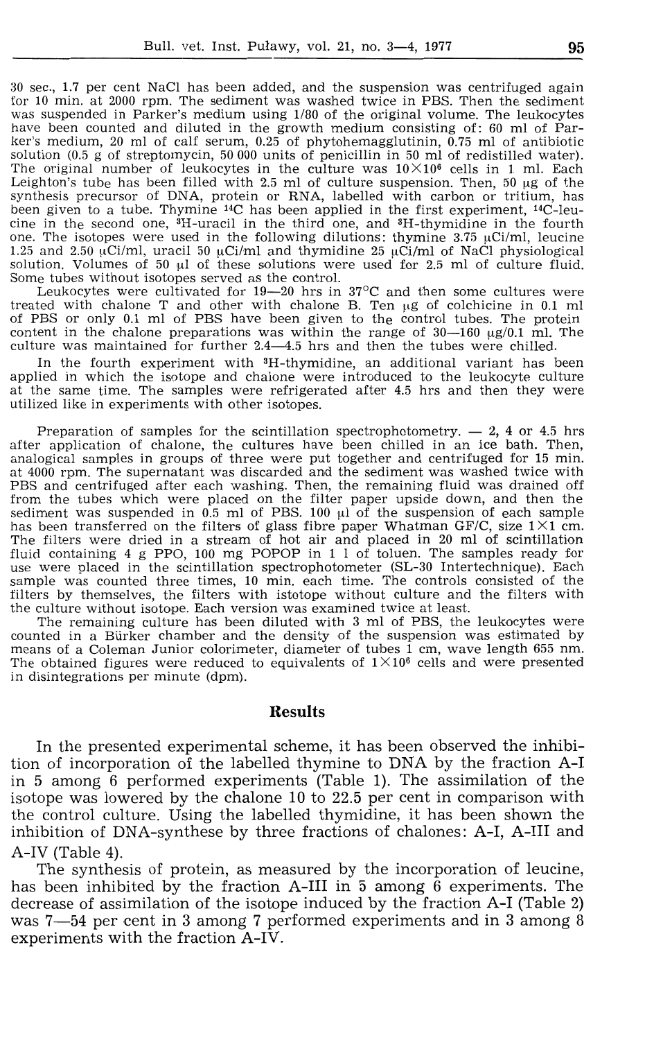30 sec., 1.7 per cent NaCl has been added, and the suspension was centrifuged again for 10 min. at 2000 rpm. The sediment was washed twice in PBS. Then the sediment was suspended in Parker's medium using 1/80 of the original volume. The leukocytes have been counted and diluted in the growth medium consisting of: 60 ml of Parker's medium, 20 ml of calf serum, 0.25 of phytohemagglutinin, 0.75 ml of antibiotic solution (0.5 g of streptomycin, 50 000 units of penicillin in 50 ml of redistilled water). The original number of leukocytes in the culture was $10 \times 10^6$ cells in 1 ml. Each Leighton's tube has been filled with 2.5 ml of culture suspension. Then, 50 µg of the synthesis precursor of DNA, protein or RNA, labelled with carbon or tritium, has been given to a tube. Thymine $^{14}C$ has been applied in the first experiment, $^{14}C$-leucine in the second one, $^{3}H$-uracil in the third one, and $^{3}H$-thymidine in the fourth one. The isotopes were used in the following dilutions: thymine 3.75 µCi/ml, leucine 1.25 and 2.50 µCi/ml, uracil 50 µCi/ml and thymidine 25 µCi/ml of NaCl physiological solution. Volumes of 50 µl of these solutions were used for 2.5 ml of culture fluid. Some tubes without isotopes served as the control.

Leukocytes were cultivated for 19—20 hrs in 37°C and then some cultures were treated with chalone T and other with chalone B. Ten µg of colchicine in 0.1 ml of PBS or only 0.1 ml of PBS have been given to the control tubes. The protein content in the chalone preparations was within the range of 30—160 µg/0.1 ml. The culture was maintained for further 2.4—4.5 hrs and then the tubes were chilled.

In the fourth experiment with $^{3}H$-thymidine, an additional variant has been applied in which the isotope and chalone were introduced to the leukocyte culture at the same time. The samples were refrigerated after 4.5 hrs and then they were utilized like in experiments with other isotopes.

Preparation of samples for the scintillation spectrophotometry. — 2, 4 or 4.5 hrs after application of chalone, the cultures have been chilled in an ice bath. Then, analogical samples in groups of three were put together and centrifuged for 15 min. at 4000 rpm. The supernatant was discarded and the sediment was washed twice with PBS and centrifuged after each washing. Then, the remaining fluid was drained off from the tubes which were placed on the filter paper upside down, and then the sediment was suspended in 0.5 ml of PBS. 100 µl of the suspension of each sample has been transferred on the filters of glass fibre paper Whatman GF/C, size $1 \times 1$ cm. The filters were dried in a stream of hot air and placed in 20 ml of scintillation fluid containing 4 g PPO, 100 mg POPOP in 1 l of toluen. The samples ready for use were placed in the scintillation spectrophotometer (SL-30 Intertechnique). Each sample was counted three times, 10 min. each time. The controls consisted of the filters by themselves, the filters with istotope without culture and the filters with the culture without isotope. Each version was examined twice at least.

The remaining culture has been diluted with 3 ml of PBS, the leukocytes were counted in a Bürker chamber and the density of the suspension was estimated by means of a Coleman Junior colorimeter, diameter of tubes 1 cm, wave length 655 nm. The obtained figures were reduced to equivalents of $1 \times 10^6$ cells and were presented in disintegrations per minute (dpm).

## Results

In the presented experimental scheme, it has been observed the inhibition of incorporation of the labelled thymine to DNA by the fraction A-I in 5 among 6 performed experiments (Table 1). The assimilation of the isotope was lowered by the chalone 10 to 22.5 per cent in comparison with the control culture. Using the labelled thymidine, it has been shown the inhibition of DNA-synthese by three fractions of chalones: A-I, A-III and A-IV (Table 4).

The synthesis of protein, as measured by the incorporation of leucine, has been inhibited by the fraction A-III in 5 among 6 experiments. The decrease of assimilation of the isotope induced by the fraction A-I (Table 2) was 7—54 per cent in 3 among 7 performed experiments and in 3 among 8 experiments with the fraction A-IV.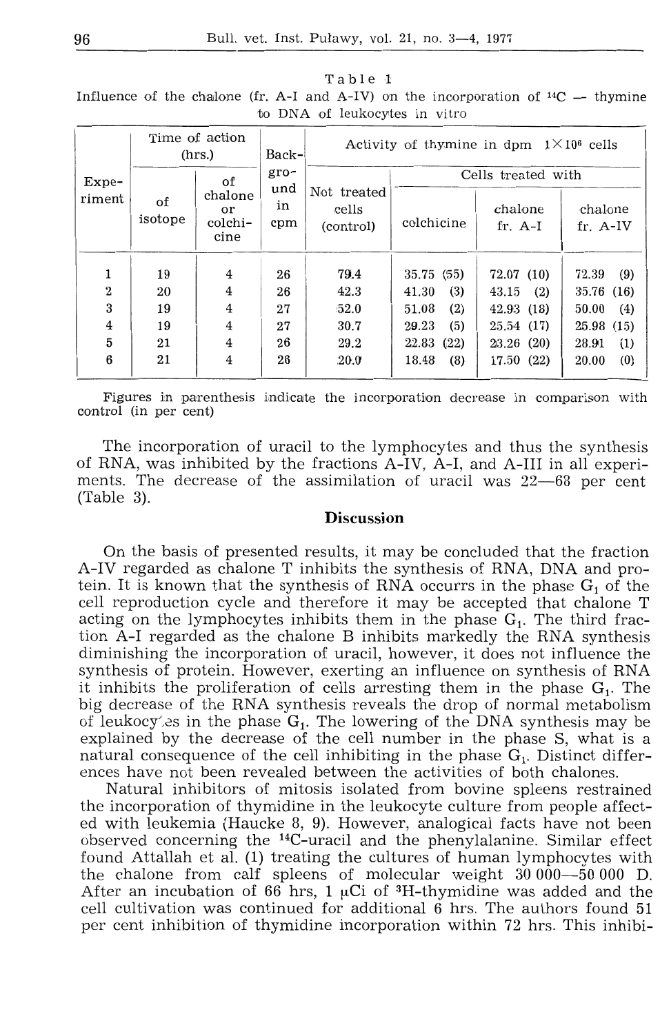Table 1
Influence of the chalone (fr. A-I and A-IV) on the incorporation of $^{14}C$ — thymine to DNA of leukocytes in vitro

| Experiment | Time of action (hrs.) | | Background in cpm | Activity of thymine in dpm $1 \times 10^6$ cells | | | |
|---|---|---|---|---|---|---|---|
| | of isotope | of chalone or colchicine | | Not treated cells (control) | Cells treated with | | |
| | | | | | colchicine | chalone fr. A-I | chalone fr. A-IV |
| 1 | 19 | 4 | 26 | 79.4 | 35.75 (55) | 72.07 (10) | 72.39 (9) |
| 2 | 20 | 4 | 26 | 42.3 | 41.30 (3) | 43.15 (2) | 35.76 (16) |
| 3 | 19 | 4 | 27 | 52.0 | 51.08 (2) | 42.93 (18) | 50.00 (4) |
| 4 | 19 | 4 | 27 | 30.7 | 29.23 (5) | 25.54 (17) | 25.98 (15) |
| 5 | 21 | 4 | 26 | 29.2 | 22.83 (22) | 23.26 (20) | 28.91 (1) |
| 6 | 21 | 4 | 26 | 20.0 | 18.48 (8) | 17.50 (22) | 20.00 (0) |

Figures in parenthesis indicate the incorporation decrease in comparison with control (in per cent)

The incorporation of uracil to the lymphocytes and thus the synthesis of RNA, was inhibited by the fractions A-IV, A-I, and A-III in all experiments. The decrease of the assimilation of uracil was 22—68 per cent (Table 3).

## Discussion

On the basis of presented results, it may be concluded that the fraction A-IV regarded as chalone T inhibits the synthesis of RNA, DNA and protein. It is known that the synthesis of RNA occurrs in the phase $G_1$ of the cell reproduction cycle and therefore it may be accepted that chalone T acting on the lymphocytes inhibits them in the phase $G_1$. The third fraction A-I regarded as the chalone B inhibits markedly the RNA synthesis diminishing the incorporation of uracil, however, it does not influence the synthesis of protein. However, exerting an influence on synthesis of RNA it inhibits the proliferation of cells arresting them in the phase $G_1$. The big decrease of the RNA synthesis reveals the drop of normal metabolism of leukocytes in the phase $G_1$. The lowering of the DNA synthesis may be explained by the decrease of the cell number in the phase S, what is a natural consequence of the cell inhibiting in the phase $G_1$. Distinct differences have not been revealed between the activities of both chalones.

Natural inhibitors of mitosis isolated from bovine spleens restrained the incorporation of thymidine in the leukocyte culture from people affected with leukemia (Haucke 8, 9). However, analogical facts have not been observed concerning the $^{14}C$-uracil and the phenylalanine. Similar effect found Attallah et al. (1) treating the cultures of human lymphocytes with the chalone from calf spleens of molecular weight 30 000—50 000 D. After an incubation of 66 hrs, 1 μCi of $^{3}H$-thymidine was added and the cell cultivation was continued for additional 6 hrs. The authors found 51 per cent inhibition of thymidine incorporation within 72 hrs. This inhibi-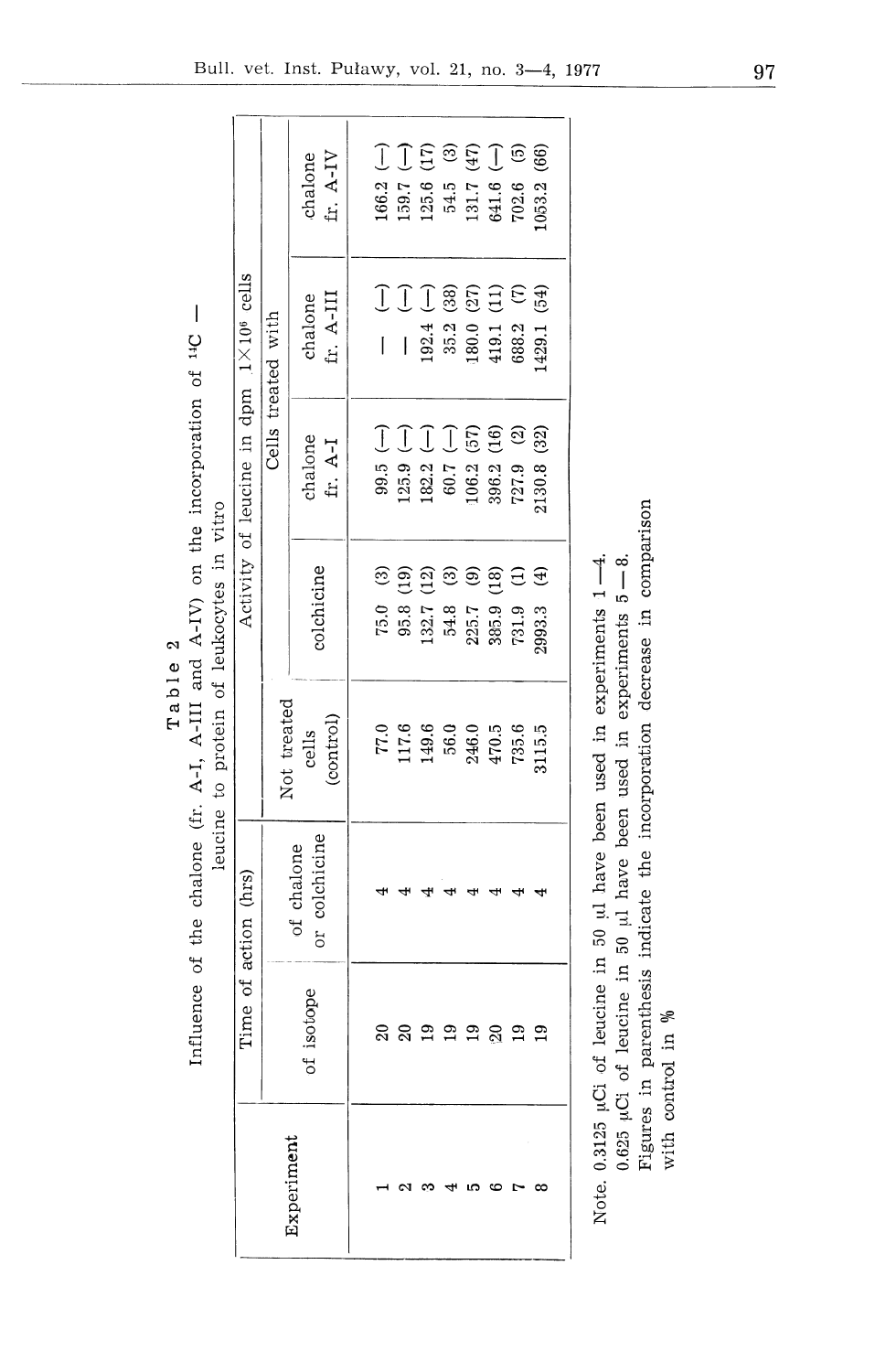Table 2

Influence of the chalone (fr. A-I, A-III and A-IV) on the incorporation of $^{14}C$ — leucine to protein of leukocytes in vitro

| Experiment | Time of action (hrs) | | Activity of leucine in dpm $1 \times 10^6$ cells | | | | |
|---|---|---|---|---|---|---|---|
| | of isotope | of chalone or colchicine | Not treated cells (control) | Cells treated with | | | |
| | | | | colchicine | chalone fr. A-I | chalone fr. A-III | chalone fr. A-IV |
| 1 | 20 | 4 | 77.0 | 75.0 (3) | 99.5 (—) | — (—) | 166.2 (—) |
| 2 | 20 | 4 | 117.6 | 95.8 (19) | 125.9 (—) | — (—) | 159.7 (—) |
| 3 | 19 | 4 | 149.6 | 132.7 (12) | 182.2 (—) | 192.4 (—) | 125.6 (17) |
| 4 | 19 | 4 | 56.0 | 54.8 (3) | 60.7 (—) | 35.2 (38) | 54.5 (3) |
| 5 | 19 | 4 | 246.0 | 225.7 (9) | 106.2 (57) | 180.0 (27) | 131.7 (47) |
| 6 | 20 | 4 | 470.5 | 385.9 (18) | 396.2 (16) | 419.1 (11) | 641.6 (—) |
| 7 | 19 | 4 | 735.6 | 731.9 (1) | 727.9 (2) | 688.2 (7) | 702.6 (5) |
| 8 | 19 | 4 | 3115.5 | 2993.3 (4) | 2130.8 (32) | 1429.1 (54) | 1053.2 (66) |

Note. 0.3125 µCi of leucine in 50 µl have been used in experiments 1 —4.
0.625 µCi of leucine in 50 µl have been used in experiments 5 — 8.
Figures in parenthesis indicate the incorporation decrease in comparison with control in %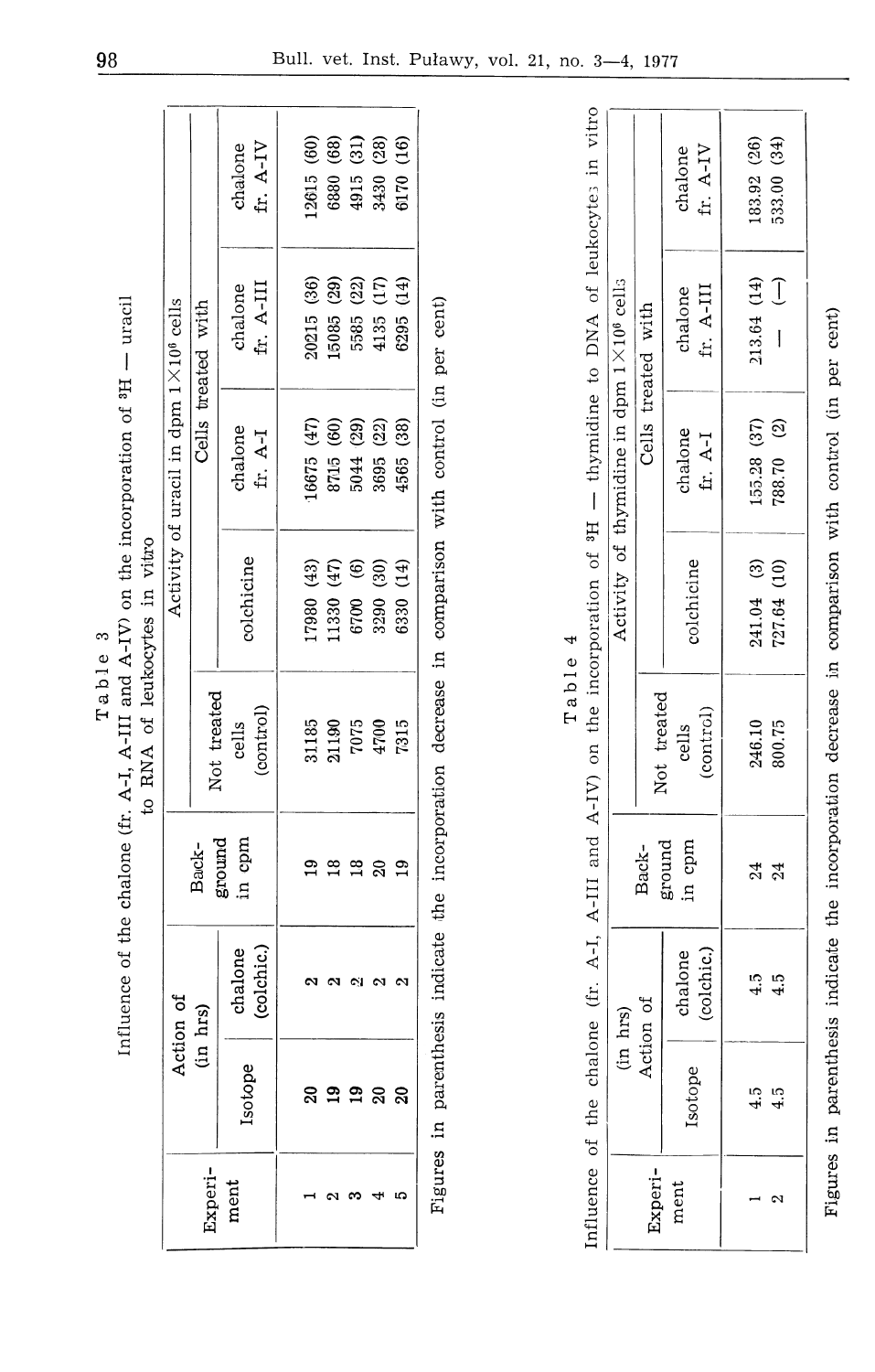Table 3

Influence of the chalone (fr. A-I, A-III and A-IV) on the incorporation of $^{3}H$ — uracil to RNA of leukocytes in vitro

| Experiment | Action of (in hrs) | | Background in cpm | Activity of uracil in dpm $1 \times 10^6$ cells | | | | |
|---|---|---|---|---|---|---|---|---|
| | | | | Not treated cells (control) | Cells treated with | | | |
| | Isotope | chalone (colchic.) | | | colchicine | chalone fr. A-I | chalone fr. A-III | chalone fr. A-IV |
| 1 | 20 | 2 | 19 | 31185 | 17980 (43) | 16675 (47) | 20215 (36) | 12615 (60) |
| 2 | 19 | 2 | 18 | 21190 | 11330 (47) | 8715 (60) | 15085 (29) | 6880 (68) |
| 3 | 19 | 2 | 18 | 7075 | 6700 (6) | 5044 (29) | 5585 (22) | 4915 (31) |
| 4 | 20 | 2 | 20 | 4700 | 3290 (30) | 3695 (22) | 4135 (17) | 3430 (28) |
| 5 | 20 | 2 | 19 | 7315 | 6330 (14) | 4565 (38) | 6295 (14) | 6170 (16) |

Figures in parenthesis indicate the incorporation decrease in comparison with control (in per cent)

Table 4

Influence of the chalone (fr. A-I, A-III and A-IV) on the incorporation of $^{3}H$ — thymidine to DNA of leukocytes in vitro

| Experiment | Action of (in hrs) | | Background in cpm | Activity of thymidine in dpm $1 \times 10^6$ cells | | | | |
|---|---|---|---|---|---|---|---|---|
| | | | | Not treated cells (control) | Cells treated with | | | |
| | Isotope | chalone (colchic.) | | | colchicine | chalone fr. A-I | chalone fr. A-III | chalone fr. A-IV |
| 1 | 4.5 | 4.5 | 24 | 246.10 | 241.04 (3) | 155.28 (37) | 213.64 (14) | 183.92 (26) |
| 2 | 4.5 | 4.5 | 24 | 800.75 | 727.64 (10) | 788.70 (2) | — (—) | 533.00 (34) |

Figures in parenthesis indicate the incorporation decrease in comparison with control (in per cent)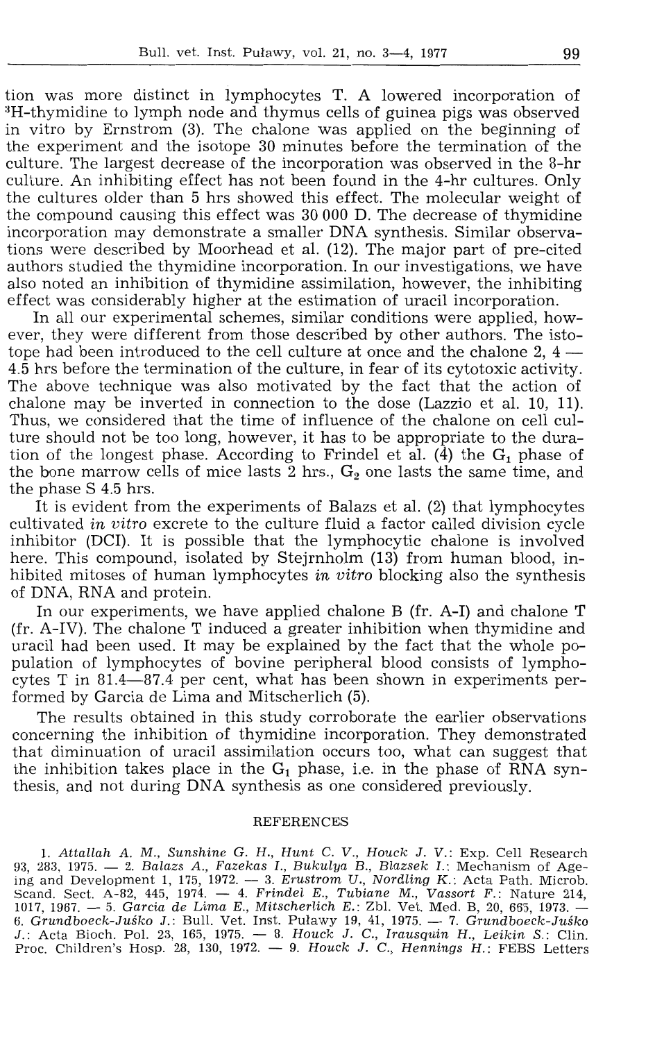tion was more distinct in lymphocytes T. A lowered incorporation of $^3$H-thymidine to lymph node and thymus cells of guinea pigs was observed in vitro by Ernstrom (3). The chalone was applied on the beginning of the experiment and the isotope 30 minutes before the termination of the culture. The largest decrease of the incorporation was observed in the 8-hr culture. An inhibiting effect has not been found in the 4-hr cultures. Only the cultures older than 5 hrs showed this effect. The molecular weight of the compound causing this effect was 30 000 D. The decrease of thymidine incorporation may demonstrate a smaller DNA synthesis. Similar observations were described by Moorhead et al. (12). The major part of pre-cited authors studied the thymidine incorporation. In our investigations, we have also noted an inhibition of thymidine assimilation, however, the inhibiting effect was considerably higher at the estimation of uracil incorporation.

In all our experimental schemes, similar conditions were applied, however, they were different from those described by other authors. The isotope had been introduced to the cell culture at once and the chalone 2, 4 — 4.5 hrs before the termination of the culture, in fear of its cytotoxic activity. The above technique was also motivated by the fact that the action of chalone may be inverted in connection to the dose (Lazzio et al. 10, 11). Thus, we considered that the time of influence of the chalone on cell culture should not be too long, however, it has to be appropriate to the duration of the longest phase. According to Frindel et al. (4) the $G_1$ phase of the bone marrow cells of mice lasts 2 hrs., $G_2$ one lasts the same time, and the phase S 4.5 hrs.

It is evident from the experiments of Balazs et al. (2) that lymphocytes cultivated *in vitro* excrete to the culture fluid a factor called division cycle inhibitor (DCI). It is possible that the lymphocytic chalone is involved here. This compound, isolated by Stejrnholm (13) from human blood, inhibited mitoses of human lymphocytes *in vitro* blocking also the synthesis of DNA, RNA and protein.

In our experiments, we have applied chalone B (fr. A-I) and chalone T (fr. A-IV). The chalone T induced a greater inhibition when thymidine and uracil had been used. It may be explained by the fact that the whole population of lymphocytes of bovine peripheral blood consists of lymphocytes T in 81.4—87.4 per cent, what has been shown in experiments performed by Garcia de Lima and Mitscherlich (5).

The results obtained in this study corroborate the earlier observations concerning the inhibition of thymidine incorporation. They demonstrated that diminuation of uracil assimilation occurs too, what can suggest that the inhibition takes place in the $G_1$ phase, i.e. in the phase of RNA synthesis, and not during DNA synthesis as one considered previously.

## REFERENCES

1. *Attallah A. M., Sunshine G. H., Hunt C. V., Houck J. V.*: Exp. Cell Research 93, 283, 1975. — 2. *Balazs A., Fazekas I., Bukulya B., Blazsek I.*: Mechanism of Ageing and Development 1, 175, 1972. — 3. *Erustrom U., Nordling K.*: Acta Path. Microb. Scand. Sect. A-82, 445, 1974. — 4. *Frindel E., Tubiane M., Vassort F.*: Nature 214, 1017, 1967. — 5. *Garcia de Lima E., Mitscherlich E.*: Zbl. Vet. Med. B, 20, 665, 1973. — 6. *Grundboeck-Juśko J.*: Bull. Vet. Inst. Puławy 19, 41, 1975. — 7. *Grundboeck-Juśko J.*: Acta Bioch. Pol. 23, 165, 1975. — 8. *Houck J. C., Irausquin H., Leikin S.*: Clin. Proc. Children's Hosp. 28, 130, 1972. — 9. *Houck J. C., Hennings H.*: FEBS Letters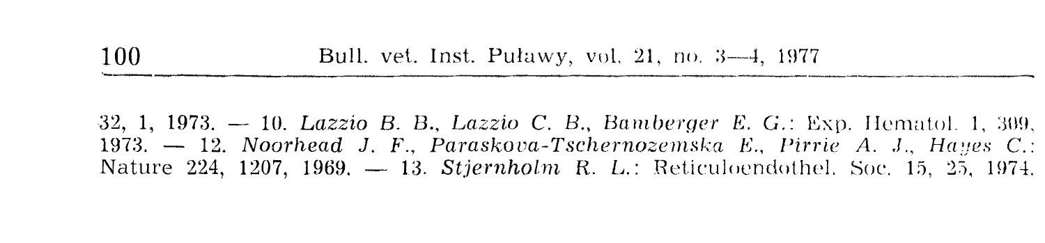32, 1, 1973. — 10. *Lazzio B. B., Lazzio C. B., Bamberger E. G.*: Exp. Hematol. 1, 309, 1973. — 12. *Noorhead J. F., Paraskova-Tschernozemska E., Pirrie A. J., Hayes C.*: Nature 224, 1207, 1969. — 13. *Stjernholm R. L.*: Reticuloendothel. Soc. 15, 25, 1974.